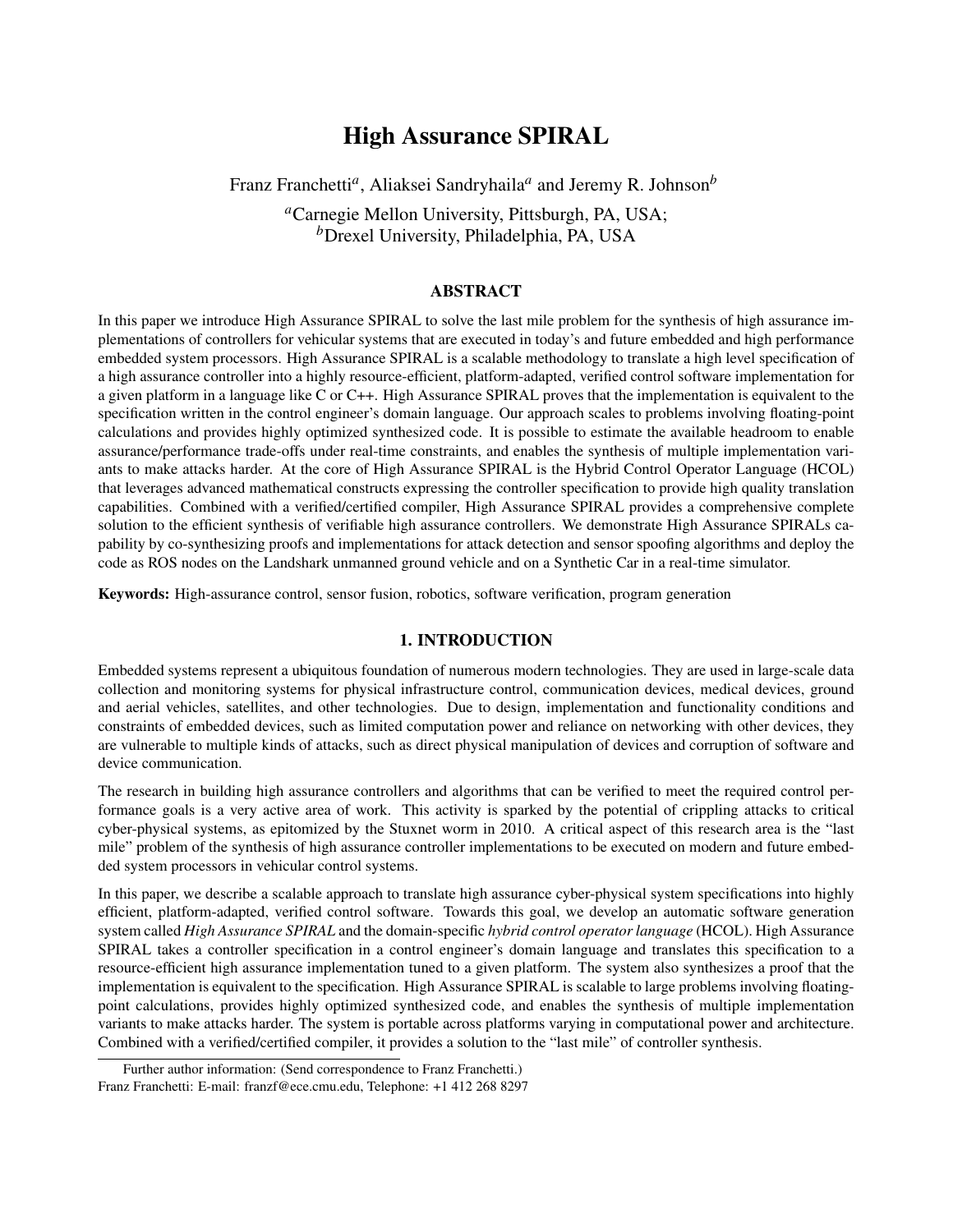# High Assurance SPIRAL

Franz Franchetti[a], Aliaksei Sandryhaila[a] and Jeremy R. Johnson[b]

[a]Carnegie Mellon University, Pittsburgh, PA, USA;
[b]Drexel University, Philadelphia, PA, USA

## ABSTRACT

In this paper we introduce High Assurance SPIRAL to solve the last mile problem for the synthesis of high assurance implementations of controllers for vehicular systems that are executed in today's and future embedded and high performance embedded system processors. High Assurance SPIRAL is a scalable methodology to translate a high level specification of a high assurance controller into a highly resource-efficient, platform-adapted, verified control software implementation for a given platform in a language like C or C++. High Assurance SPIRAL proves that the implementation is equivalent to the specification written in the control engineer's domain language. Our approach scales to problems involving floating-point calculations and provides highly optimized synthesized code. It is possible to estimate the available headroom to enable assurance/performance trade-offs under real-time constraints, and enables the synthesis of multiple implementation variants to make attacks harder. At the core of High Assurance SPIRAL is the Hybrid Control Operator Language (HCOL) that leverages advanced mathematical constructs expressing the controller specification to provide high quality translation capabilities. Combined with a verified/certified compiler, High Assurance SPIRAL provides a comprehensive complete solution to the efficient synthesis of verifiable high assurance controllers. We demonstrate High Assurance SPIRALs capability by co-synthesizing proofs and implementations for attack detection and sensor spoofing algorithms and deploy the code as ROS nodes on the Landshark unmanned ground vehicle and on a Synthetic Car in a real-time simulator.

**Keywords:** High-assurance control, sensor fusion, robotics, software verification, program generation

## 1. INTRODUCTION

Embedded systems represent a ubiquitous foundation of numerous modern technologies. They are used in large-scale data collection and monitoring systems for physical infrastructure control, communication devices, medical devices, ground and aerial vehicles, satellites, and other technologies. Due to design, implementation and functionality conditions and constraints of embedded devices, such as limited computation power and reliance on networking with other devices, they are vulnerable to multiple kinds of attacks, such as direct physical manipulation of devices and corruption of software and device communication.

The research in building high assurance controllers and algorithms that can be verified to meet the required control performance goals is a very active area of work. This activity is sparked by the potential of crippling attacks to critical cyber-physical systems, as epitomized by the Stuxnet worm in 2010. A critical aspect of this research area is the "last mile" problem of the synthesis of high assurance controller implementations to be executed on modern and future embedded system processors in vehicular control systems.

In this paper, we describe a scalable approach to translate high assurance cyber-physical system specifications into highly efficient, platform-adapted, verified control software. Towards this goal, we develop an automatic software generation system called *High Assurance SPIRAL* and the domain-specific *hybrid control operator language* (HCOL). High Assurance SPIRAL takes a controller specification in a control engineer's domain language and translates this specification to a resource-efficient high assurance implementation tuned to a given platform. The system also synthesizes a proof that the implementation is equivalent to the specification. High Assurance SPIRAL is scalable to large problems involving floating-point calculations, provides highly optimized synthesized code, and enables the synthesis of multiple implementation variants to make attacks harder. The system is portable across platforms varying in computational power and architecture. Combined with a verified/certified compiler, it provides a solution to the "last mile" of controller synthesis.

Further author information: (Send correspondence to Franz Franchetti.)
Franz Franchetti: E-mail: franzf@ece.cmu.edu, Telephone: +1 412 268 8297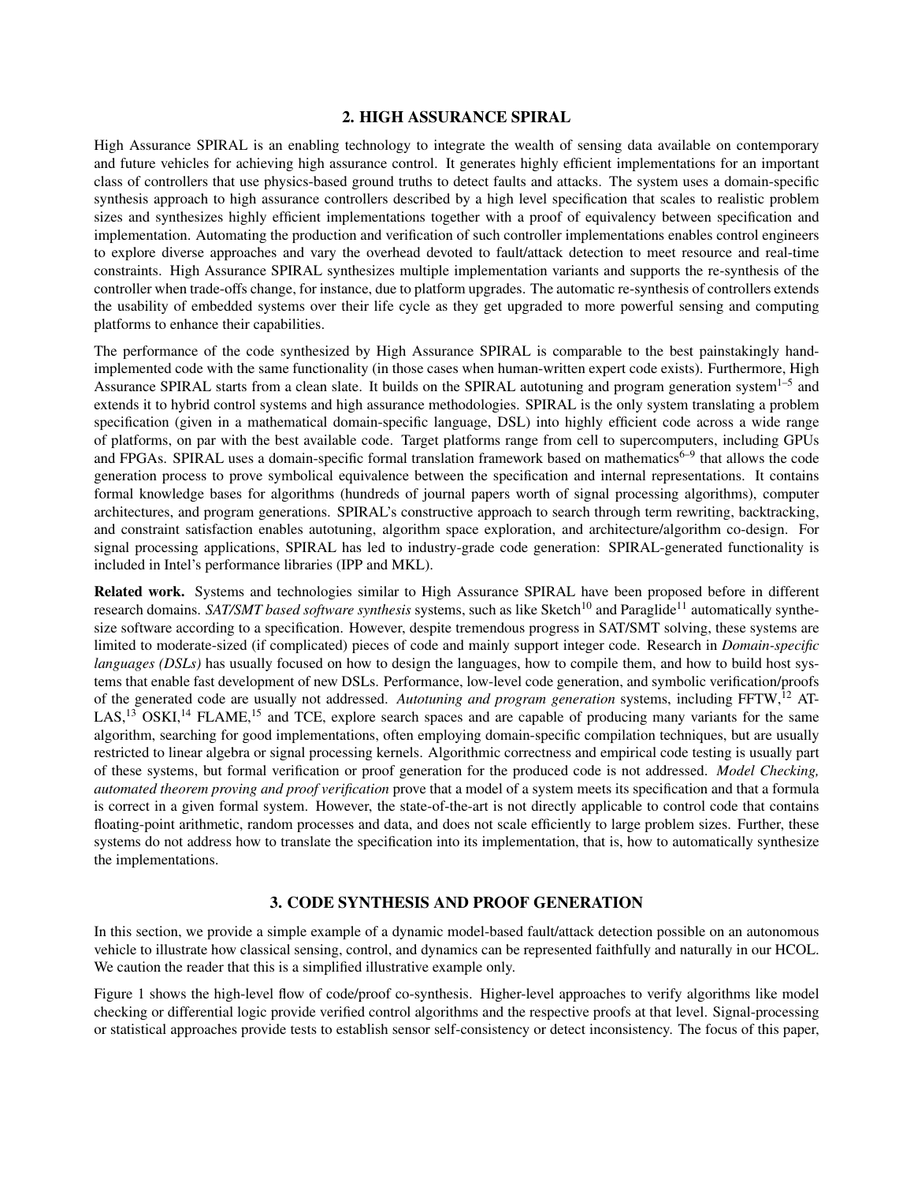## 2. HIGH ASSURANCE SPIRAL

High Assurance SPIRAL is an enabling technology to integrate the wealth of sensing data available on contemporary and future vehicles for achieving high assurance control. It generates highly efficient implementations for an important class of controllers that use physics-based ground truths to detect faults and attacks. The system uses a domain-specific synthesis approach to high assurance controllers described by a high level specification that scales to realistic problem sizes and synthesizes highly efficient implementations together with a proof of equivalency between specification and implementation. Automating the production and verification of such controller implementations enables control engineers to explore diverse approaches and vary the overhead devoted to fault/attack detection to meet resource and real-time constraints. High Assurance SPIRAL synthesizes multiple implementation variants and supports the re-synthesis of the controller when trade-offs change, for instance, due to platform upgrades. The automatic re-synthesis of controllers extends the usability of embedded systems over their life cycle as they get upgraded to more powerful sensing and computing platforms to enhance their capabilities.

The performance of the code synthesized by High Assurance SPIRAL is comparable to the best painstakingly hand-implemented code with the same functionality (in those cases when human-written expert code exists). Furthermore, High Assurance SPIRAL starts from a clean slate. It builds on the SPIRAL autotuning and program generation system[1–5] and extends it to hybrid control systems and high assurance methodologies. SPIRAL is the only system translating a problem specification (given in a mathematical domain-specific language, DSL) into highly efficient code across a wide range of platforms, on par with the best available code. Target platforms range from cell to supercomputers, including GPUs and FPGAs. SPIRAL uses a domain-specific formal translation framework based on mathematics[6–9] that allows the code generation process to prove symbolical equivalence between the specification and internal representations. It contains formal knowledge bases for algorithms (hundreds of journal papers worth of signal processing algorithms), computer architectures, and program generations. SPIRAL's constructive approach to search through term rewriting, backtracking, and constraint satisfaction enables autotuning, algorithm space exploration, and architecture/algorithm co-design. For signal processing applications, SPIRAL has led to industry-grade code generation: SPIRAL-generated functionality is included in Intel's performance libraries (IPP and MKL).

**Related work.** Systems and technologies similar to High Assurance SPIRAL have been proposed before in different research domains. *SAT/SMT based software synthesis* systems, such as like Sketch[10] and Paraglide[11] automatically synthesize software according to a specification. However, despite tremendous progress in SAT/SMT solving, these systems are limited to moderate-sized (if complicated) pieces of code and mainly support integer code. Research in *Domain-specific languages (DSLs)* has usually focused on how to design the languages, how to compile them, and how to build host systems that enable fast development of new DSLs. Performance, low-level code generation, and symbolic verification/proofs of the generated code are usually not addressed. *Autotuning and program generation* systems, including FFTW,[12] ATLAS,[13] OSKI,[14] FLAME,[15] and TCE, explore search spaces and are capable of producing many variants for the same algorithm, searching for good implementations, often employing domain-specific compilation techniques, but are usually restricted to linear algebra or signal processing kernels. Algorithmic correctness and empirical code testing is usually part of these systems, but formal verification or proof generation for the produced code is not addressed. *Model Checking, automated theorem proving and proof verification* prove that a model of a system meets its specification and that a formula is correct in a given formal system. However, the state-of-the-art is not directly applicable to control code that contains floating-point arithmetic, random processes and data, and does not scale efficiently to large problem sizes. Further, these systems do not address how to translate the specification into its implementation, that is, how to automatically synthesize the implementations.

## 3. CODE SYNTHESIS AND PROOF GENERATION

In this section, we provide a simple example of a dynamic model-based fault/attack detection possible on an autonomous vehicle to illustrate how classical sensing, control, and dynamics can be represented faithfully and naturally in our HCOL. We caution the reader that this is a simplified illustrative example only.

Figure 1 shows the high-level flow of code/proof co-synthesis. Higher-level approaches to verify algorithms like model checking or differential logic provide verified control algorithms and the respective proofs at that level. Signal-processing or statistical approaches provide tests to establish sensor self-consistency or detect inconsistency. The focus of this paper,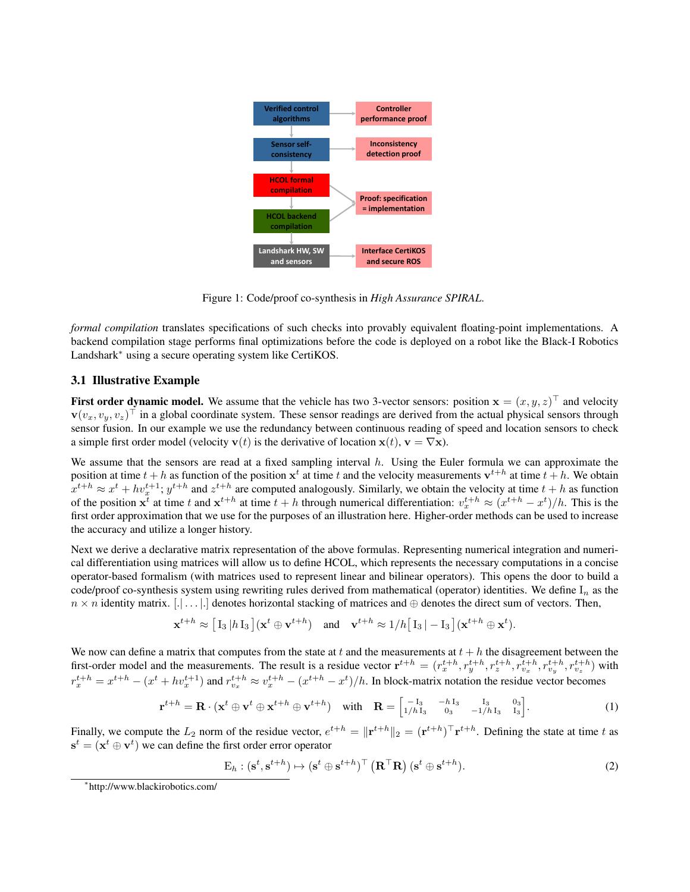Figure 1: Code/proof co-synthesis in *High Assurance SPIRAL*.

*formal compilation* translates specifications of such checks into provably equivalent floating-point implementations. A backend compilation stage performs final optimizations before the code is deployed on a robot like the Black-I Robotics Landshark* using a secure operating system like CertiKOS.

### 3.1 Illustrative Example

**First order dynamic model.** We assume that the vehicle has two 3-vector sensors: position $\mathbf{x} = (x, y, z)^\top$ and velocity $\mathbf{v}(v_x, v_y, v_z)^\top$ in a global coordinate system. These sensor readings are derived from the actual physical sensors through sensor fusion. In our example we use the redundancy between continuous reading of speed and location sensors to check a simple first order model (velocity $\mathbf{v}(t)$ is the derivative of location $\mathbf{x}(t)$, $\mathbf{v} = \nabla \mathbf{x}$).

We assume that the sensors are read at a fixed sampling interval $h$. Using the Euler formula we can approximate the position at time $t+h$ as function of the position $\mathbf{x}^t$ at time $t$ and the velocity measurements $\mathbf{v}^{t+h}$ at time $t+h$. We obtain $x^{t+h} \approx x^t + h v_x^{t+1}$; $y^{t+h}$ and $z^{t+h}$ are computed analogously. Similarly, we obtain the velocity at time $t+h$ as function of the position $\mathbf{x}^t$ at time $t$ and $\mathbf{x}^{t+h}$ at time $t+h$ through numerical differentiation: $v_x^{t+h} \approx (x^{t+h} - x^t)/h$. This is the first order approximation that we use for the purposes of an illustration here. Higher-order methods can be used to increase the accuracy and utilize a longer history.

Next we derive a declarative matrix representation of the above formulas. Representing numerical integration and numerical differentiation using matrices will allow us to define HCOL, which represents the necessary computations in a concise operator-based formalism (with matrices used to represent linear and bilinear operators). This opens the door to build a code/proof co-synthesis system using rewriting rules derived from mathematical (operator) identities. We define $\mathrm{I}_n$ as the $n \times n$ identity matrix. $[.|\dots|.]$ denotes horizontal stacking of matrices and $\oplus$ denotes the direct sum of vectors. Then,

$$\mathbf{x}^{t+h} \approx \left[\, \mathrm{I}_3 \,|\, h\,\mathrm{I}_3 \,\right] (\mathbf{x}^t \oplus \mathbf{v}^{t+h}) \quad \text{and} \quad \mathbf{v}^{t+h} \approx 1/h \left[\, \mathrm{I}_3 \,|\, -\mathrm{I}_3 \,\right] (\mathbf{x}^{t+h} \oplus \mathbf{x}^t).$$

We now can define a matrix that computes from the state at $t$ and the measurements at $t+h$ the disagreement between the first-order model and the measurements. The result is a residue vector $\mathbf{r}^{t+h} = (r_x^{t+h}, r_y^{t+h}, r_z^{t+h}, r_{v_x}^{t+h}, r_{v_y}^{t+h}, r_{v_z}^{t+h})$ with $r_x^{t+h} = x^{t+h} - (x^t + h v_x^{t+1})$ and $r_{v_x}^{t+h} \approx v_x^{t+h} - (x^{t+h} - x^t)/h$. In block-matrix notation the residue vector becomes

$$\mathbf{r}^{t+h} = \mathbf{R} \cdot (\mathbf{x}^t \oplus \mathbf{v}^t \oplus \mathbf{x}^{t+h} \oplus \mathbf{v}^{t+h}) \quad \text{with} \quad \mathbf{R} = \begin{bmatrix} -\mathrm{I}_3 & -h\,\mathrm{I}_3 & \mathrm{I}_3 & 0_3 \\ 1/h\,\mathrm{I}_3 & 0_3 & -1/h\,\mathrm{I}_3 & \mathrm{I}_3 \end{bmatrix}. \tag{1}$$

Finally, we compute the $L_2$ norm of the residue vector, $e^{t+h} = \|\mathbf{r}^{t+h}\|_2 = (\mathbf{r}^{t+h})^\top \mathbf{r}^{t+h}$. Defining the state at time $t$ as $\mathbf{s}^t = (\mathbf{x}^t \oplus \mathbf{v}^t)$ we can define the first order error operator

$$\mathrm{E}_h : (\mathbf{s}^t, \mathbf{s}^{t+h}) \mapsto (\mathbf{s}^t \oplus \mathbf{s}^{t+h})^\top \left(\mathbf{R}^\top \mathbf{R}\right) (\mathbf{s}^t \oplus \mathbf{s}^{t+h}). \tag{2}$$

*http://www.blackirobotics.com/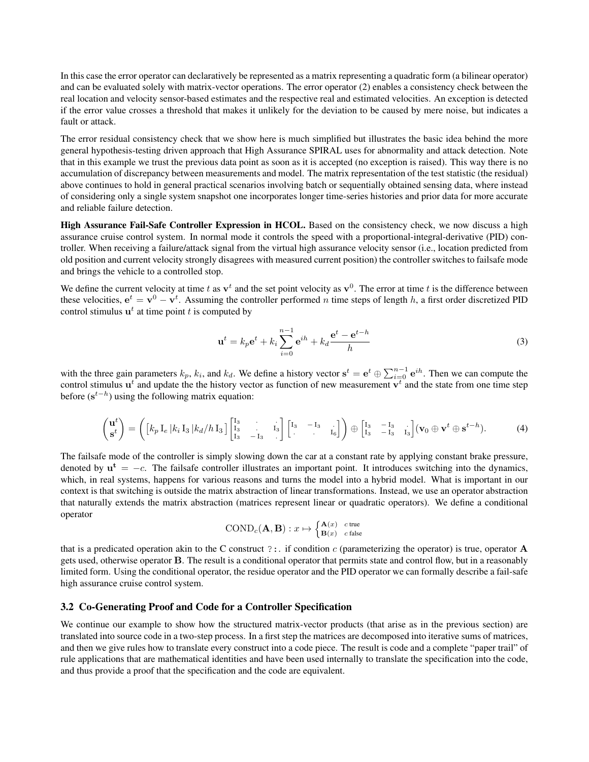In this case the error operator can declaratively be represented as a matrix representing a quadratic form (a bilinear operator) and can be evaluated solely with matrix-vector operations. The error operator (2) enables a consistency check between the real location and velocity sensor-based estimates and the respective real and estimated velocities. An exception is detected if the error value crosses a threshold that makes it unlikely for the deviation to be caused by mere noise, but indicates a fault or attack.

The error residual consistency check that we show here is much simplified but illustrates the basic idea behind the more general hypothesis-testing driven approach that High Assurance SPIRAL uses for abnormality and attack detection. Note that in this example we trust the previous data point as soon as it is accepted (no exception is raised). This way there is no accumulation of discrepancy between measurements and model. The matrix representation of the test statistic (the residual) above continues to hold in general practical scenarios involving batch or sequentially obtained sensing data, where instead of considering only a single system snapshot one incorporates longer time-series histories and prior data for more accurate and reliable failure detection.

**High Assurance Fail-Safe Controller Expression in HCOL.** Based on the consistency check, we now discuss a high assurance cruise control system. In normal mode it controls the speed with a proportional-integral-derivative (PID) controller. When receiving a failure/attack signal from the virtual high assurance velocity sensor (i.e., location predicted from old position and current velocity strongly disagrees with measured current position) the controller switches to failsafe mode and brings the vehicle to a controlled stop.

We define the current velocity at time $t$ as $\mathbf{v}^t$ and the set point velocity as $\mathbf{v}^0$. The error at time $t$ is the difference between these velocities, $\mathbf{e}^t = \mathbf{v}^0 - \mathbf{v}^t$. Assuming the controller performed $n$ time steps of length $h$, a first order discretized PID control stimulus $\mathbf{u}^t$ at time point $t$ is computed by

$$\mathbf{u}^t = k_p \mathbf{e}^t + k_i \sum_{i=0}^{n-1} \mathbf{e}^{ih} + k_d \frac{\mathbf{e}^t - \mathbf{e}^{t-h}}{h} \tag{3}$$

with the three gain parameters $k_p$, $k_i$, and $k_d$. We define a history vector $\mathbf{s}^t = \mathbf{e}^t \oplus \sum_{i=0}^{n-1} \mathbf{e}^{ih}$. Then we can compute the control stimulus $\mathbf{u}^t$ and update the the history vector as function of new measurement $\mathbf{v}^t$ and the state from one time step before ($\mathbf{s}^{t-h}$) using the following matrix equation:

$$\begin{pmatrix} \mathbf{u}^t \\ \mathbf{s}^t \end{pmatrix} = \left( \begin{bmatrix} k_p\, \mathrm{I}_e \,|k_i\, \mathrm{I}_3 \,|k_d/h\, \mathrm{I}_3 \end{bmatrix} \begin{bmatrix} \mathrm{I}_3 & \cdot & \cdot \\ \mathrm{I}_3 & \cdot & \mathrm{I}_3 \\ \mathrm{I}_3 & -\mathrm{I}_3 & \cdot \end{bmatrix} \begin{bmatrix} \mathrm{I}_3 & -\mathrm{I}_3 & \cdot \\ \cdot & \cdot & \mathrm{I}_6 \end{bmatrix} \right) \oplus \begin{bmatrix} \mathrm{I}_3 & -\mathrm{I}_3 & \cdot \\ \mathrm{I}_3 & -\mathrm{I}_3 & \mathrm{I}_3 \end{bmatrix} (\mathbf{v}_0 \oplus \mathbf{v}^t \oplus \mathbf{s}^{t-h}). \tag{4}$$

The failsafe mode of the controller is simply slowing down the car at a constant rate by applying constant brake pressure, denoted by $\mathbf{u^t} = -c$. The failsafe controller illustrates an important point. It introduces switching into the dynamics, which, in real systems, happens for various reasons and turns the model into a hybrid model. What is important in our context is that switching is outside the matrix abstraction of linear transformations. Instead, we use an operator abstraction that naturally extends the matrix abstraction (matrices represent linear or quadratic operators). We define a conditional operator

$$\mathrm{COND}_c(\mathbf{A}, \mathbf{B}) : x \mapsto \begin{cases} \mathbf{A}(x) & c \text{ true} \\ \mathbf{B}(x) & c \text{ false} \end{cases}$$

that is a predicated operation akin to the C construct `?:`. if condition $c$ (parameterizing the operator) is true, operator $\mathbf{A}$ gets used, otherwise operator $\mathbf{B}$. The result is a conditional operator that permits state and control flow, but in a reasonably limited form. Using the conditional operator, the residue operator and the PID operator we can formally describe a fail-safe high assurance cruise control system.

### 3.2 Co-Generating Proof and Code for a Controller Specification

We continue our example to show how the structured matrix-vector products (that arise as in the previous section) are translated into source code in a two-step process. In a first step the matrices are decomposed into iterative sums of matrices, and then we give rules how to translate every construct into a code piece. The result is code and a complete "paper trail" of rule applications that are mathematical identities and have been used internally to translate the specification into the code, and thus provide a proof that the specification and the code are equivalent.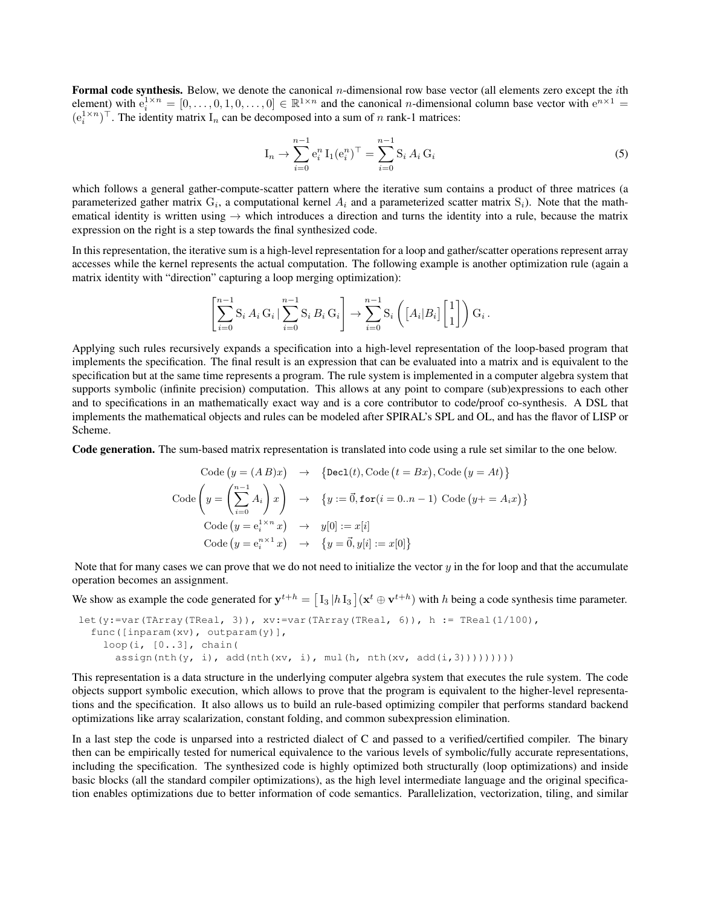**Formal code synthesis.** Below, we denote the canonical $n$-dimensional row base vector (all elements zero except the $i$th element) with $\mathrm{e}_i^{1\times n} = [0,\ldots,0,1,0,\ldots,0] \in \mathbb{R}^{1\times n}$ and the canonical $n$-dimensional column base vector with $\mathrm{e}^{n\times 1} = (\mathrm{e}_i^{1\times n})^\top$. The identity matrix $\mathrm{I}_n$ can be decomposed into a sum of $n$ rank-1 matrices:

$$\mathrm{I}_n \rightarrow \sum_{i=0}^{n-1} \mathrm{e}_i^n\, \mathrm{I}_1 (\mathrm{e}_i^n)^\top = \sum_{i=0}^{n-1} \mathrm{S}_i\, A_i\, \mathrm{G}_i \tag{5}$$

which follows a general gather-compute-scatter pattern where the iterative sum contains a product of three matrices (a parameterized gather matrix $\mathrm{G}_i$, a computational kernel $A_i$ and a parameterized scatter matrix $\mathrm{S}_i$). Note that the mathematical identity is written using $\rightarrow$ which introduces a direction and turns the identity into a rule, because the matrix expression on the right is a step towards the final synthesized code.

In this representation, the iterative sum is a high-level representation for a loop and gather/scatter operations represent array accesses while the kernel represents the actual computation. The following example is another optimization rule (again a matrix identity with "direction" capturing a loop merging optimization):

$$\left[\sum_{i=0}^{n-1} \mathrm{S}_i\, A_i\, \mathrm{G}_i \,\middle|\, \sum_{i=0}^{n-1} \mathrm{S}_i\, B_i\, \mathrm{G}_i\right] \rightarrow \sum_{i=0}^{n-1} \mathrm{S}_i \left(\left[A_i | B_i\right] \begin{bmatrix}1\\1\end{bmatrix}\right) \mathrm{G}_i\,.$$

Applying such rules recursively expands a specification into a high-level representation of the loop-based program that implements the specification. The final result is an expression that can be evaluated into a matrix and is equivalent to the specification but at the same time represents a program. The rule system is implemented in a computer algebra system that supports symbolic (infinite precision) computation. This allows at any point to compare (sub)expressions to each other and to specifications in an mathematically exact way and is a core contributor to code/proof co-synthesis. A DSL that implements the mathematical objects and rules can be modeled after SPIRAL's SPL and OL, and has the flavor of LISP or Scheme.

**Code generation.** The sum-based matrix representation is translated into code using a rule set similar to the one below.

$$\begin{aligned}
\mathrm{Code}\left(y = (A\,B)x\right) &\rightarrow \left\{\mathtt{Decl}(t), \mathrm{Code}\left(t = Bx\right), \mathrm{Code}\left(y = At\right)\right\}\\
\mathrm{Code}\left(y = \left(\sum_{i=0}^{n-1} A_i\right)x\right) &\rightarrow \left\{y := \vec{0}, \mathtt{for}(i = 0..n-1)\ \mathrm{Code}\left(y \mathrel{+}= A_i x\right)\right\}\\
\mathrm{Code}\left(y = \mathrm{e}_i^{1\times n}\, x\right) &\rightarrow y[0] := x[i]\\
\mathrm{Code}\left(y = \mathrm{e}_i^{n\times 1}\, x\right) &\rightarrow \left\{y = \vec{0}, y[i] := x[0]\right\}
\end{aligned}$$

Note that for many cases we can prove that we do not need to initialize the vector $y$ in the for loop and that the accumulate operation becomes an assignment.

We show as example the code generated for $\mathbf{y}^{t+h} = \left[\,\mathrm{I}_3 \,|\, h\,\mathrm{I}_3\,\right](\mathbf{x}^t \oplus \mathbf{v}^{t+h})$ with $h$ being a code synthesis time parameter.

```
let(y:=var(TArray(TReal, 3)), xv:=var(TArray(TReal, 6)), h := TReal(1/100),
  func([inparam(xv), outparam(y)],
    loop(i, [0..3], chain(
      assign(nth(y, i), add(nth(xv, i), mul(h, nth(xv, add(i,3)))))))))
```

This representation is a data structure in the underlying computer algebra system that executes the rule system. The code objects support symbolic execution, which allows to prove that the program is equivalent to the higher-level representations and the specification. It also allows us to build an rule-based optimizing compiler that performs standard backend optimizations like array scalarization, constant folding, and common subexpression elimination.

In a last step the code is unparsed into a restricted dialect of C and passed to a verified/certified compiler. The binary then can be empirically tested for numerical equivalence to the various levels of symbolic/fully accurate representations, including the specification. The synthesized code is highly optimized both structurally (loop optimizations) and inside basic blocks (all the standard compiler optimizations), as the high level intermediate language and the original specification enables optimizations due to better information of code semantics. Parallelization, vectorization, tiling, and similar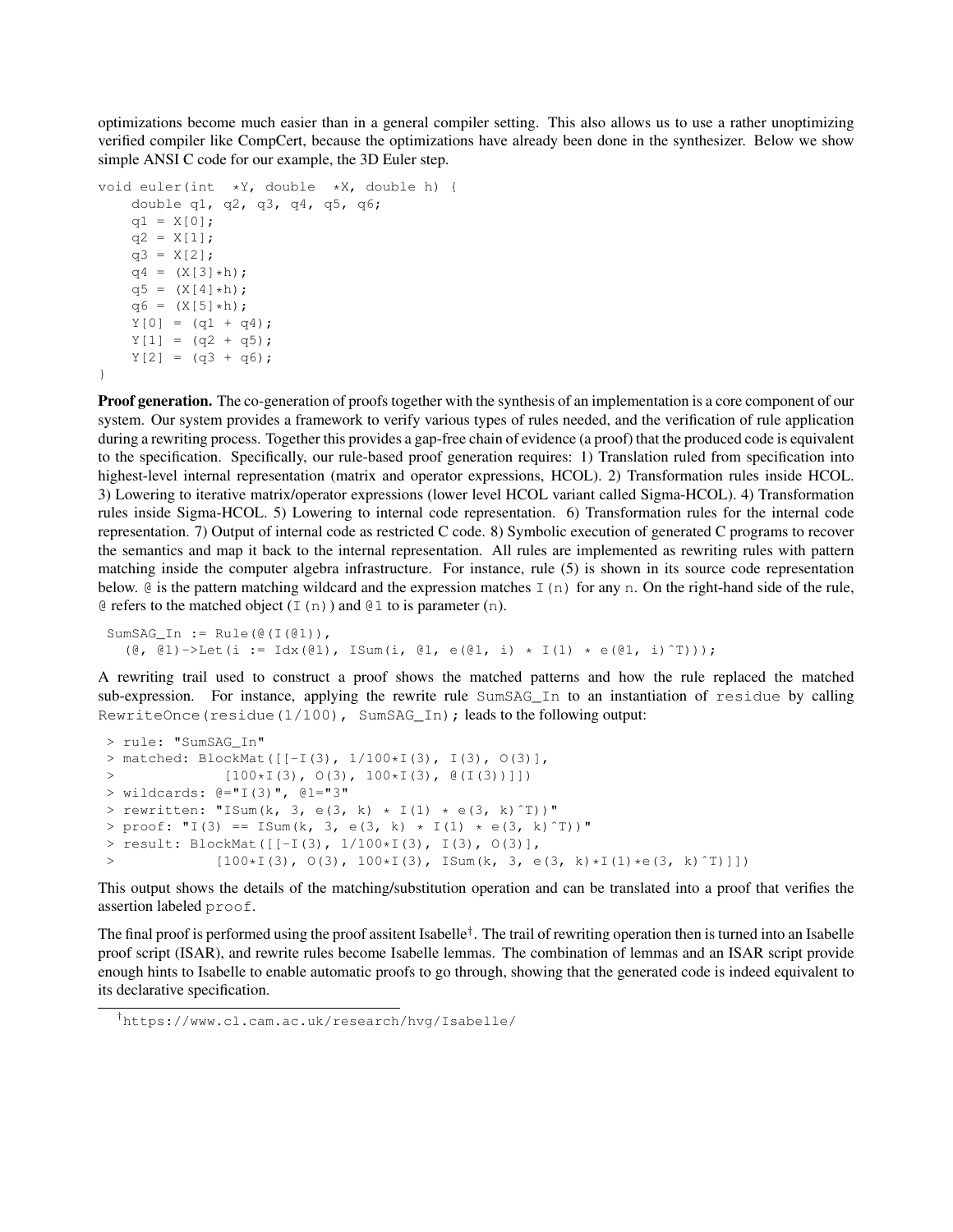optimizations become much easier than in a general compiler setting. This also allows us to use a rather unoptimizing verified compiler like CompCert, because the optimizations have already been done in the synthesizer. Below we show simple ANSI C code for our example, the 3D Euler step.

```
void euler(int  *Y, double  *X, double h) {
    double q1, q2, q3, q4, q5, q6;
    q1 = X[0];
    q2 = X[1];
    q3 = X[2];
    q4 = (X[3]*h);
    q5 = (X[4]*h);
    q6 = (X[5]*h);
    Y[0] = (q1 + q4);
    Y[1] = (q2 + q5);
    Y[2] = (q3 + q6);
}
```

**Proof generation.** The co-generation of proofs together with the synthesis of an implementation is a core component of our system. Our system provides a framework to verify various types of rules needed, and the verification of rule application during a rewriting process. Together this provides a gap-free chain of evidence (a proof) that the produced code is equivalent to the specification. Specifically, our rule-based proof generation requires: 1) Translation ruled from specification into highest-level internal representation (matrix and operator expressions, HCOL). 2) Transformation rules inside HCOL. 3) Lowering to iterative matrix/operator expressions (lower level HCOL variant called Sigma-HCOL). 4) Transformation rules inside Sigma-HCOL. 5) Lowering to internal code representation. 6) Transformation rules for the internal code representation. 7) Output of internal code as restricted C code. 8) Symbolic execution of generated C programs to recover the semantics and map it back to the internal representation. All rules are implemented as rewriting rules with pattern matching inside the computer algebra infrastructure. For instance, rule (5) is shown in its source code representation below. `@` is the pattern matching wildcard and the expression matches `I(n)` for any `n`. On the right-hand side of the rule, `@` refers to the matched object (`I(n)`) and `@1` to is parameter (`n`).

```
SumSAG_In := Rule(@(I(@1)),
  (@, @1)->Let(i := Idx(@1), ISum(i, @1, e(@1, i) * I(1) * e(@1, i)^T)));
```

A rewriting trail used to construct a proof shows the matched patterns and how the rule replaced the matched sub-expression. For instance, applying the rewrite rule `SumSAG_In` to an instantiation of `residue` by calling `RewriteOnce(residue(1/100), SumSAG_In);` leads to the following output:

```
> rule: "SumSAG_In"
> matched: BlockMat([[-I(3), 1/100*I(3), I(3), O(3)],
>             [100*I(3), O(3), 100*I(3), @(I(3))]])
> wildcards: @="I(3)", @1="3"
> rewritten: "ISum(k, 3, e(3, k) * I(1) * e(3, k)^T))"
> proof: "I(3) == ISum(k, 3, e(3, k) * I(1) * e(3, k)^T))"
> result: BlockMat([[-I(3), 1/100*I(3), I(3), O(3)],
>            [100*I(3), O(3), 100*I(3), ISum(k, 3, e(3, k)*I(1)*e(3, k)^T)]])
```

This output shows the details of the matching/substitution operation and can be translated into a proof that verifies the assertion labeled `proof`.

The final proof is performed using the proof assitent Isabelle[†]. The trail of rewriting operation then is turned into an Isabelle proof script (ISAR), and rewrite rules become Isabelle lemmas. The combination of lemmas and an ISAR script provide enough hints to Isabelle to enable automatic proofs to go through, showing that the generated code is indeed equivalent to its declarative specification.

[†] https://www.cl.cam.ac.uk/research/hvg/Isabelle/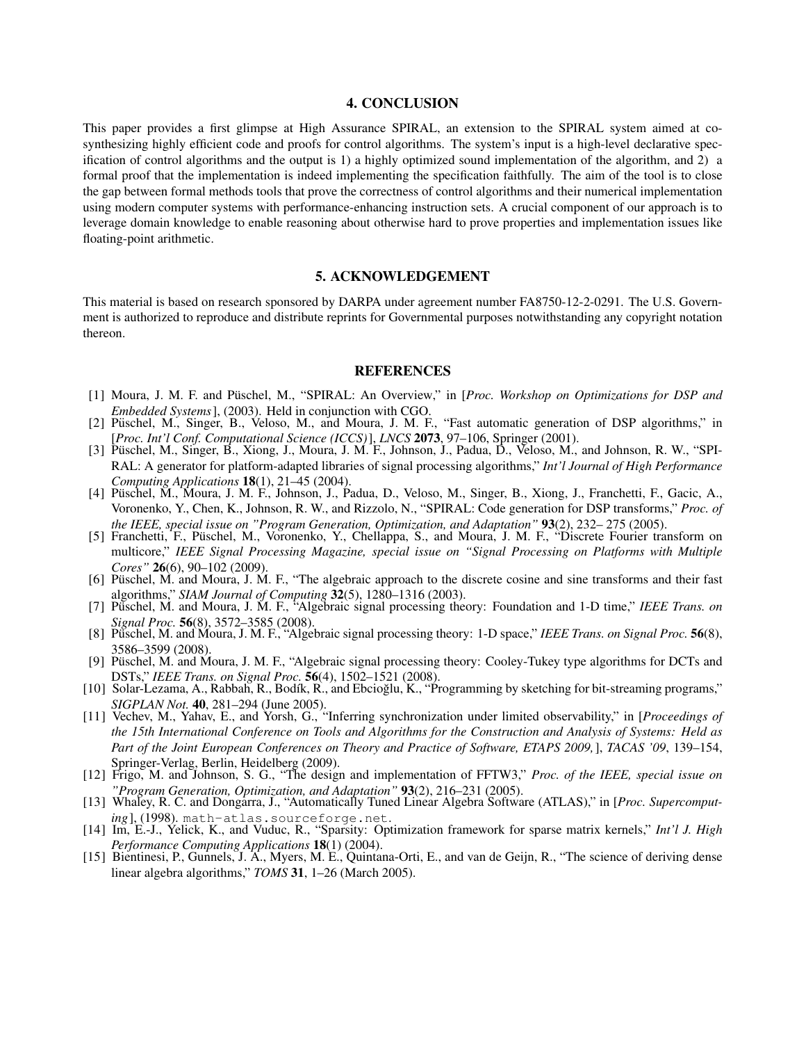## 4. CONCLUSION

This paper provides a first glimpse at High Assurance SPIRAL, an extension to the SPIRAL system aimed at co-synthesizing highly efficient code and proofs for control algorithms. The system's input is a high-level declarative specification of control algorithms and the output is 1) a highly optimized sound implementation of the algorithm, and 2) a formal proof that the implementation is indeed implementing the specification faithfully. The aim of the tool is to close the gap between formal methods tools that prove the correctness of control algorithms and their numerical implementation using modern computer systems with performance-enhancing instruction sets. A crucial component of our approach is to leverage domain knowledge to enable reasoning about otherwise hard to prove properties and implementation issues like floating-point arithmetic.

## 5. ACKNOWLEDGEMENT

This material is based on research sponsored by DARPA under agreement number FA8750-12-2-0291. The U.S. Government is authorized to reproduce and distribute reprints for Governmental purposes notwithstanding any copyright notation thereon.

## REFERENCES

[1] Moura, J. M. F. and Püschel, M., "SPIRAL: An Overview," in [*Proc. Workshop on Optimizations for DSP and Embedded Systems*], (2003). Held in conjunction with CGO.

[2] Püschel, M., Singer, B., Veloso, M., and Moura, J. M. F., "Fast automatic generation of DSP algorithms," in [*Proc. Int'l Conf. Computational Science (ICCS)*], *LNCS* **2073**, 97–106, Springer (2001).

[3] Püschel, M., Singer, B., Xiong, J., Moura, J. M. F., Johnson, J., Padua, D., Veloso, M., and Johnson, R. W., "SPIRAL: A generator for platform-adapted libraries of signal processing algorithms," *Int'l Journal of High Performance Computing Applications* **18**(1), 21–45 (2004).

[4] Püschel, M., Moura, J. M. F., Johnson, J., Padua, D., Veloso, M., Singer, B., Xiong, J., Franchetti, F., Gacic, A., Voronenko, Y., Chen, K., Johnson, R. W., and Rizzolo, N., "SPIRAL: Code generation for DSP transforms," *Proc. of the IEEE, special issue on "Program Generation, Optimization, and Adaptation"* **93**(2), 232– 275 (2005).

[5] Franchetti, F., Püschel, M., Voronenko, Y., Chellappa, S., and Moura, J. M. F., "Discrete Fourier transform on multicore," *IEEE Signal Processing Magazine, special issue on "Signal Processing on Platforms with Multiple Cores"* **26**(6), 90–102 (2009).

[6] Püschel, M. and Moura, J. M. F., "The algebraic approach to the discrete cosine and sine transforms and their fast algorithms," *SIAM Journal of Computing* **32**(5), 1280–1316 (2003).

[7] Püschel, M. and Moura, J. M. F., "Algebraic signal processing theory: Foundation and 1-D time," *IEEE Trans. on Signal Proc.* **56**(8), 3572–3585 (2008).

[8] Püschel, M. and Moura, J. M. F., "Algebraic signal processing theory: 1-D space," *IEEE Trans. on Signal Proc.* **56**(8), 3586–3599 (2008).

[9] Püschel, M. and Moura, J. M. F., "Algebraic signal processing theory: Cooley-Tukey type algorithms for DCTs and DSTs," *IEEE Trans. on Signal Proc.* **56**(4), 1502–1521 (2008).

[10] Solar-Lezama, A., Rabbah, R., Bodík, R., and Ebcioğlu, K., "Programming by sketching for bit-streaming programs," *SIGPLAN Not.* **40**, 281–294 (June 2005).

[11] Vechev, M., Yahav, E., and Yorsh, G., "Inferring synchronization under limited observability," in [*Proceedings of the 15th International Conference on Tools and Algorithms for the Construction and Analysis of Systems: Held as Part of the Joint European Conferences on Theory and Practice of Software, ETAPS 2009,*], *TACAS '09*, 139–154, Springer-Verlag, Berlin, Heidelberg (2009).

[12] Frigo, M. and Johnson, S. G., "The design and implementation of FFTW3," *Proc. of the IEEE, special issue on "Program Generation, Optimization, and Adaptation"* **93**(2), 216–231 (2005).

[13] Whaley, R. C. and Dongarra, J., "Automatically Tuned Linear Algebra Software (ATLAS)," in [*Proc. Supercomputing*], (1998). math-atlas.sourceforge.net.

[14] Im, E.-J., Yelick, K., and Vuduc, R., "Sparsity: Optimization framework for sparse matrix kernels," *Int'l J. High Performance Computing Applications* **18**(1) (2004).

[15] Bientinesi, P., Gunnels, J. A., Myers, M. E., Quintana-Orti, E., and van de Geijn, R., "The science of deriving dense linear algebra algorithms," *TOMS* **31**, 1–26 (March 2005).